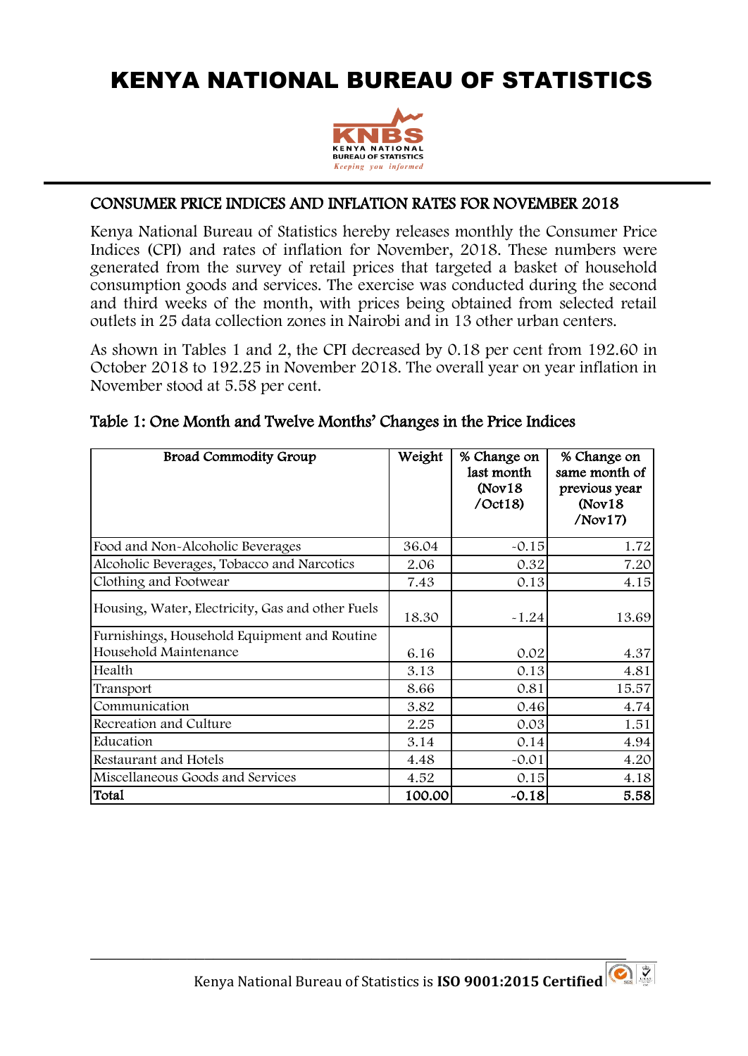# KENYA NATIONAL BUREAU OF STATISTICS

## CONSUMER PRICE INDICES AND INFLATION RATES FOR NOVEMBER 2018

Kenya National Bureau of Statistics hereby releases monthly the Consumer Price Indices (CPI) and rates of inflation for November, 2018. These numbers were generated from the survey of retail prices that targeted a basket of household consumption goods and services. The exercise was conducted during the second and third weeks of the month, with prices being obtained from selected retail outlets in 25 data collection zones in Nairobi and in 13 other urban centers.

As shown in Tables 1 and 2, the CPI decreased by 0.18 per cent from 192.60 in October 2018 to 192.25 in November 2018. The overall year on year inflation in November stood at 5.58 per cent.

### Table 1: One Month and Twelve Months' Changes in the Price Indices

| Broad Commodity Group | Weight | % Change on last month (Nov18 /Oct18) | % Change on same month of previous year (Nov18 /Nov17) |
|---|---|---|---|
| Food and Non-Alcoholic Beverages | 36.04 | -0.15 | 1.72 |
| Alcoholic Beverages, Tobacco and Narcotics | 2.06 | 0.32 | 7.20 |
| Clothing and Footwear | 7.43 | 0.13 | 4.15 |
| Housing, Water, Electricity, Gas and other Fuels | 18.30 | -1.24 | 13.69 |
| Furnishings, Household Equipment and Routine Household Maintenance | 6.16 | 0.02 | 4.37 |
| Health | 3.13 | 0.13 | 4.81 |
| Transport | 8.66 | 0.81 | 15.57 |
| Communication | 3.82 | 0.46 | 4.74 |
| Recreation and Culture | 2.25 | 0.03 | 1.51 |
| Education | 3.14 | 0.14 | 4.94 |
| Restaurant and Hotels | 4.48 | -0.01 | 4.20 |
| Miscellaneous Goods and Services | 4.52 | 0.15 | 4.18 |
| **Total** | **100.00** | **-0.18** | **5.58** |

Kenya National Bureau of Statistics is **ISO 9001:2015 Certified**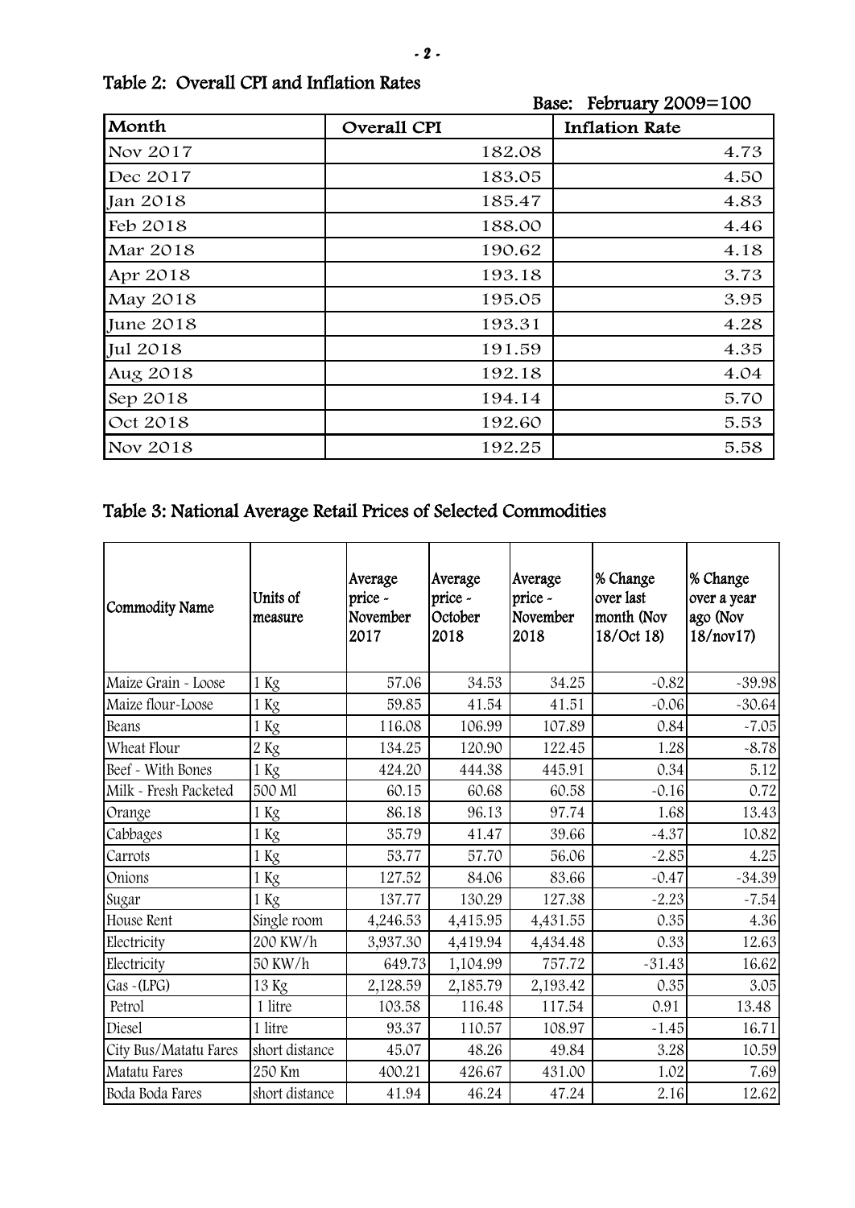## Table 2: Overall CPI and Inflation Rates

Base: February 2009=100

| Month | Overall CPI | Inflation Rate |
|---|---|---|
| Nov 2017 | 182.08 | 4.73 |
| Dec 2017 | 183.05 | 4.50 |
| Jan 2018 | 185.47 | 4.83 |
| Feb 2018 | 188.00 | 4.46 |
| Mar 2018 | 190.62 | 4.18 |
| Apr 2018 | 193.18 | 3.73 |
| May 2018 | 195.05 | 3.95 |
| June 2018 | 193.31 | 4.28 |
| Jul 2018 | 191.59 | 4.35 |
| Aug 2018 | 192.18 | 4.04 |
| Sep 2018 | 194.14 | 5.70 |
| Oct 2018 | 192.60 | 5.53 |
| Nov 2018 | 192.25 | 5.58 |

## Table 3: National Average Retail Prices of Selected Commodities

| Commodity Name | Units of measure | Average price - November 2017 | Average price - October 2018 | Average price - November 2018 | % Change over last month (Nov 18/Oct 18) | % Change over a year ago (Nov 18/nov17) |
|---|---|---|---|---|---|---|
| Maize Grain - Loose | 1 Kg | 57.06 | 34.53 | 34.25 | -0.82 | -39.98 |
| Maize flour-Loose | 1 Kg | 59.85 | 41.54 | 41.51 | -0.06 | -30.64 |
| Beans | 1 Kg | 116.08 | 106.99 | 107.89 | 0.84 | -7.05 |
| Wheat Flour | 2 Kg | 134.25 | 120.90 | 122.45 | 1.28 | -8.78 |
| Beef - With Bones | 1 Kg | 424.20 | 444.38 | 445.91 | 0.34 | 5.12 |
| Milk - Fresh Packeted | 500 Ml | 60.15 | 60.68 | 60.58 | -0.16 | 0.72 |
| Orange | 1 Kg | 86.18 | 96.13 | 97.74 | 1.68 | 13.43 |
| Cabbages | 1 Kg | 35.79 | 41.47 | 39.66 | -4.37 | 10.82 |
| Carrots | 1 Kg | 53.77 | 57.70 | 56.06 | -2.85 | 4.25 |
| Onions | 1 Kg | 127.52 | 84.06 | 83.66 | -0.47 | -34.39 |
| Sugar | 1 Kg | 137.77 | 130.29 | 127.38 | -2.23 | -7.54 |
| House Rent | Single room | 4,246.53 | 4,415.95 | 4,431.55 | 0.35 | 4.36 |
| Electricity | 200 KW/h | 3,937.30 | 4,419.94 | 4,434.48 | 0.33 | 12.63 |
| Electricity | 50 KW/h | 649.73 | 1,104.99 | 757.72 | -31.43 | 16.62 |
| Gas -(LPG) | 13 Kg | 2,128.59 | 2,185.79 | 2,193.42 | 0.35 | 3.05 |
| Petrol | 1 litre | 103.58 | 116.48 | 117.54 | 0.91 | 13.48 |
| Diesel | 1 litre | 93.37 | 110.57 | 108.97 | -1.45 | 16.71 |
| City Bus/Matatu Fares | short distance | 45.07 | 48.26 | 49.84 | 3.28 | 10.59 |
| Matatu Fares | 250 Km | 400.21 | 426.67 | 431.00 | 1.02 | 7.69 |
| Boda Boda Fares | short distance | 41.94 | 46.24 | 47.24 | 2.16 | 12.62 |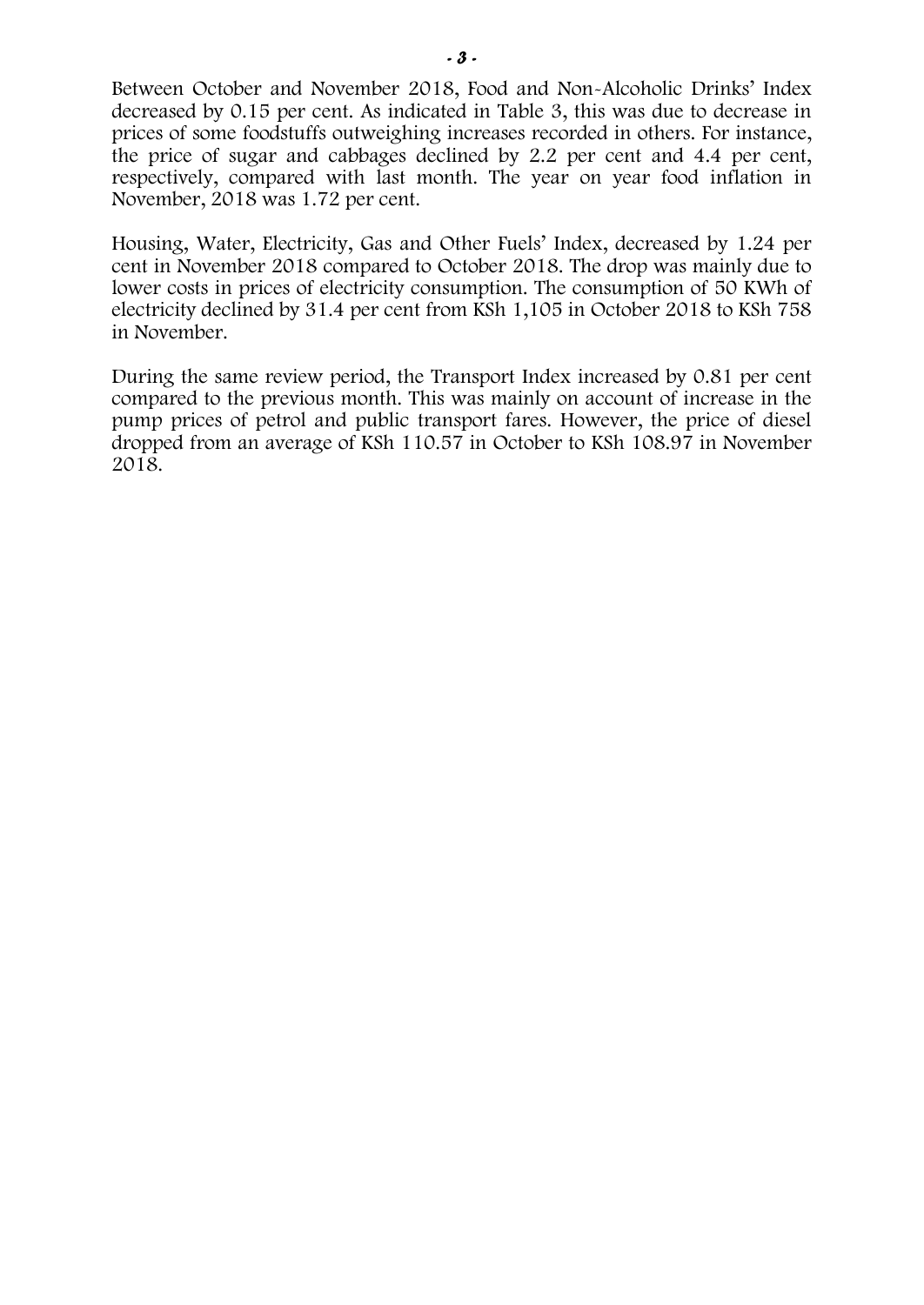Between October and November 2018, Food and Non-Alcoholic Drinks' Index decreased by 0.15 per cent. As indicated in Table 3, this was due to decrease in prices of some foodstuffs outweighing increases recorded in others. For instance, the price of sugar and cabbages declined by 2.2 per cent and 4.4 per cent, respectively, compared with last month. The year on year food inflation in November, 2018 was 1.72 per cent.

Housing, Water, Electricity, Gas and Other Fuels' Index, decreased by 1.24 per cent in November 2018 compared to October 2018. The drop was mainly due to lower costs in prices of electricity consumption. The consumption of 50 KWh of electricity declined by 31.4 per cent from KSh 1,105 in October 2018 to KSh 758 in November.

During the same review period, the Transport Index increased by 0.81 per cent compared to the previous month. This was mainly on account of increase in the pump prices of petrol and public transport fares. However, the price of diesel dropped from an average of KSh 110.57 in October to KSh 108.97 in November 2018.